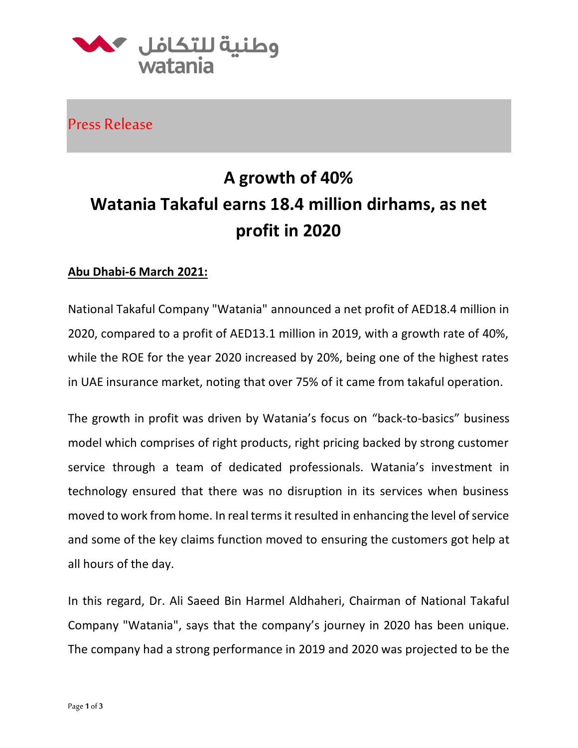Press Release

# A growth of 40%
# Watania Takaful earns 18.4 million dirhams, as net profit in 2020

**Abu Dhabi-6 March 2021:**

National Takaful Company "Watania" announced a net profit of AED18.4 million in 2020, compared to a profit of AED13.1 million in 2019, with a growth rate of 40%, while the ROE for the year 2020 increased by 20%, being one of the highest rates in UAE insurance market, noting that over 75% of it came from takaful operation.

The growth in profit was driven by Watania's focus on "back-to-basics" business model which comprises of right products, right pricing backed by strong customer service through a team of dedicated professionals. Watania's investment in technology ensured that there was no disruption in its services when business moved to work from home. In real terms it resulted in enhancing the level of service and some of the key claims function moved to ensuring the customers got help at all hours of the day.

In this regard, Dr. Ali Saeed Bin Harmel Aldhaheri, Chairman of National Takaful Company "Watania", says that the company's journey in 2020 has been unique. The company had a strong performance in 2019 and 2020 was projected to be the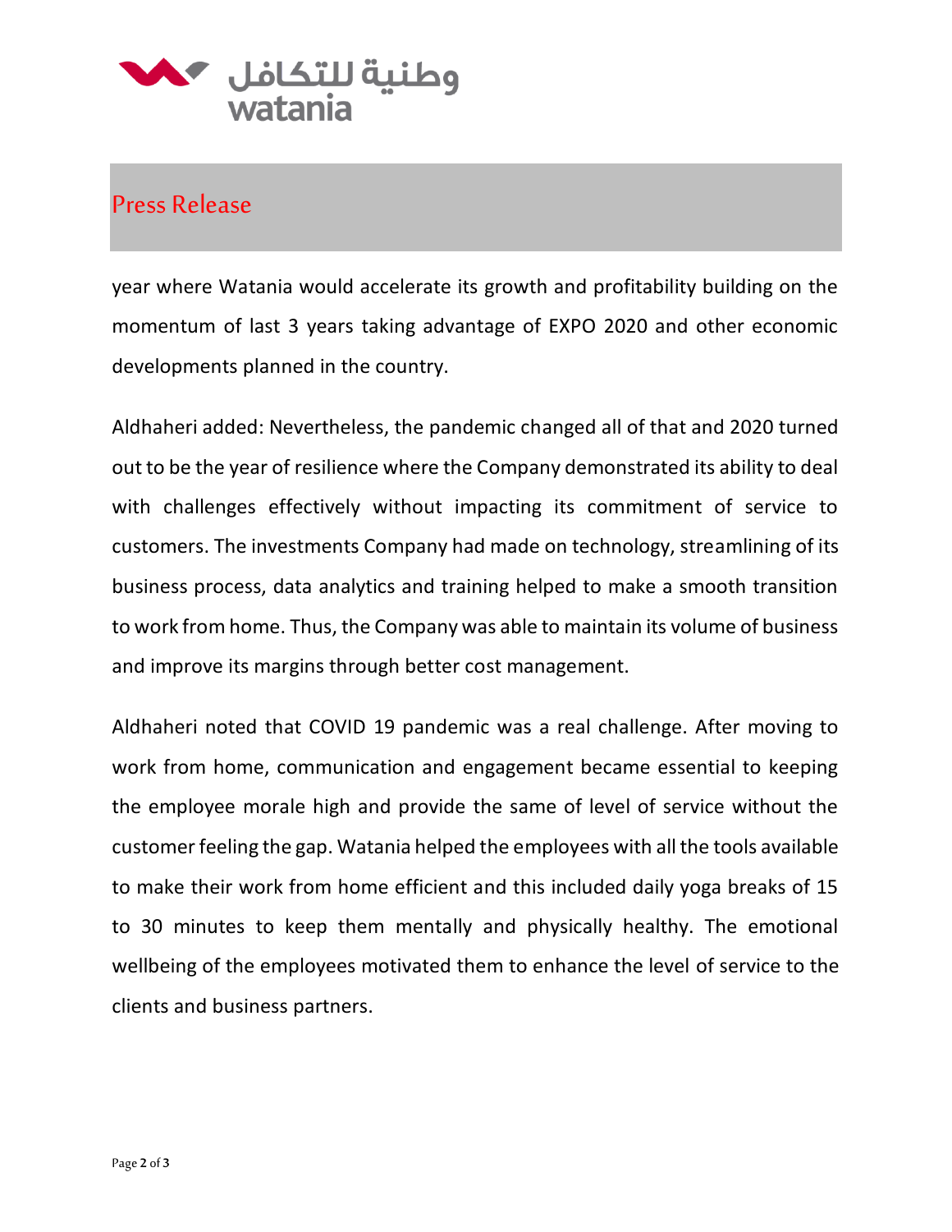year where Watania would accelerate its growth and profitability building on the momentum of last 3 years taking advantage of EXPO 2020 and other economic developments planned in the country.

Aldhaheri added: Nevertheless, the pandemic changed all of that and 2020 turned out to be the year of resilience where the Company demonstrated its ability to deal with challenges effectively without impacting its commitment of service to customers. The investments Company had made on technology, streamlining of its business process, data analytics and training helped to make a smooth transition to work from home. Thus, the Company was able to maintain its volume of business and improve its margins through better cost management.

Aldhaheri noted that COVID 19 pandemic was a real challenge. After moving to work from home, communication and engagement became essential to keeping the employee morale high and provide the same of level of service without the customer feeling the gap. Watania helped the employees with all the tools available to make their work from home efficient and this included daily yoga breaks of 15 to 30 minutes to keep them mentally and physically healthy. The emotional wellbeing of the employees motivated them to enhance the level of service to the clients and business partners.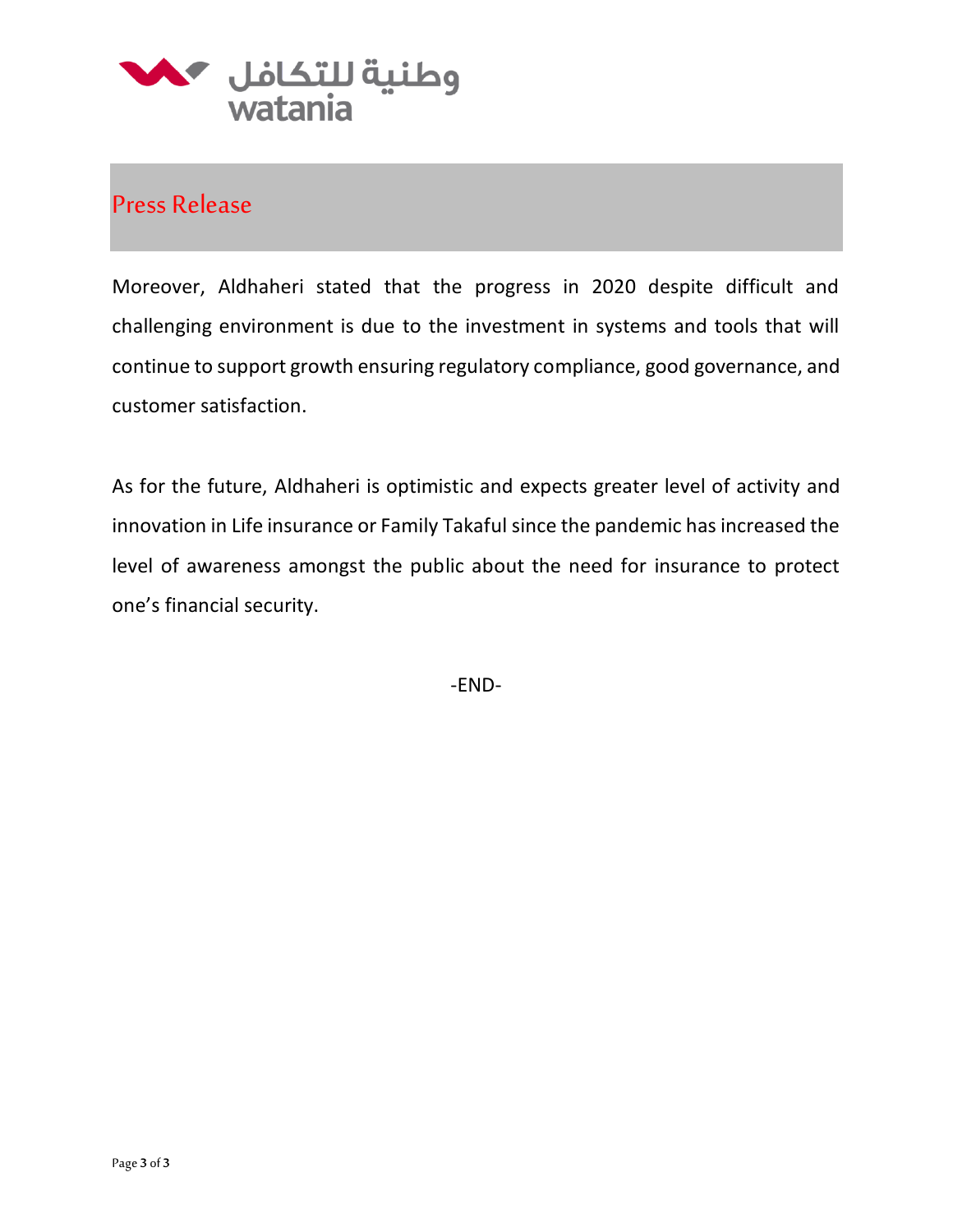## Press Release

Moreover, Aldhaheri stated that the progress in 2020 despite difficult and challenging environment is due to the investment in systems and tools that will continue to support growth ensuring regulatory compliance, good governance, and customer satisfaction.

As for the future, Aldhaheri is optimistic and expects greater level of activity and innovation in Life insurance or Family Takaful since the pandemic has increased the level of awareness amongst the public about the need for insurance to protect one's financial security.

-END-